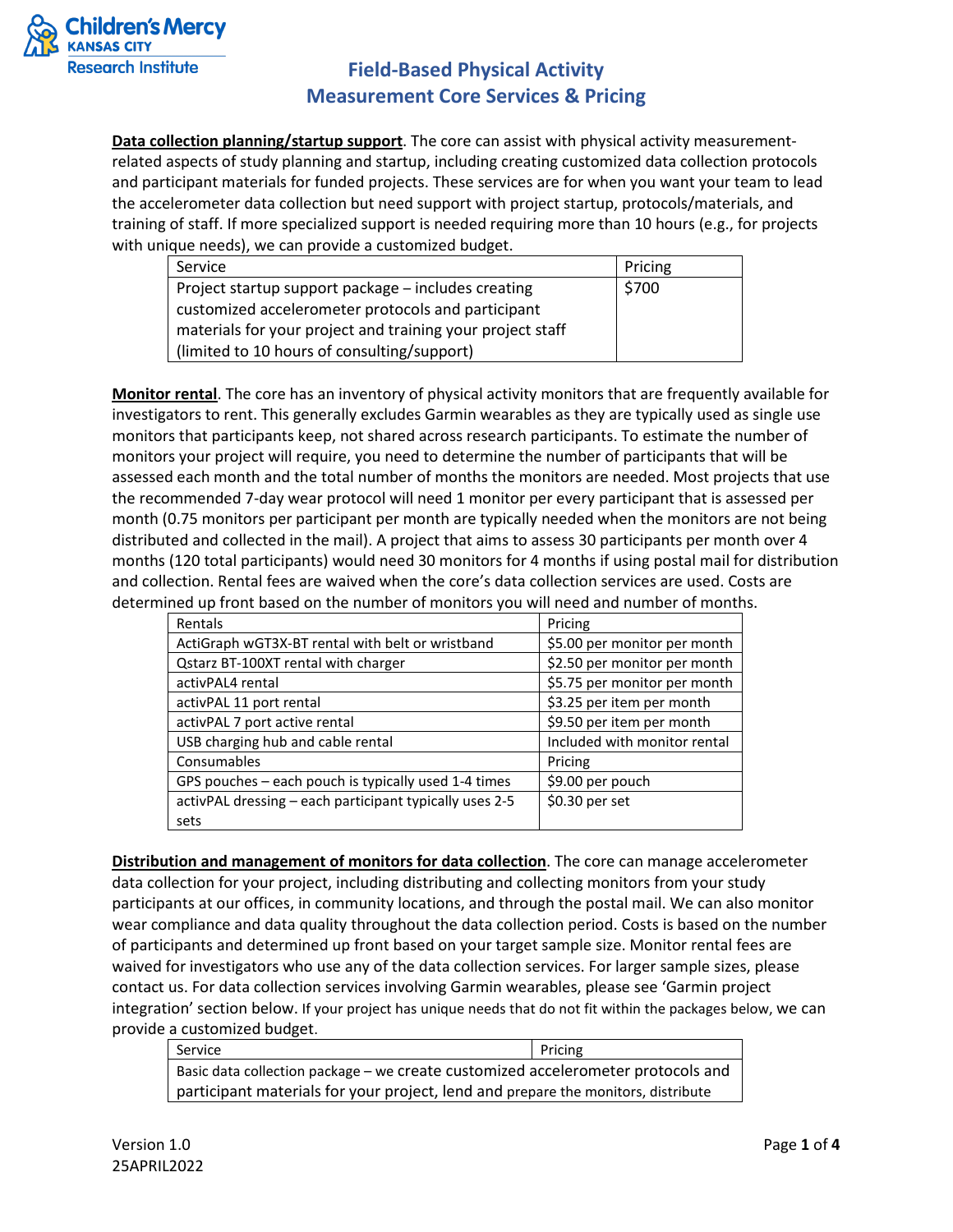# Field-Based Physical Activity Measurement Core Services & Pricing

**Data collection planning/startup support**. The core can assist with physical activity measurement-related aspects of study planning and startup, including creating customized data collection protocols and participant materials for funded projects. These services are for when you want your team to lead the accelerometer data collection but need support with project startup, protocols/materials, and training of staff. If more specialized support is needed requiring more than 10 hours (e.g., for projects with unique needs), we can provide a customized budget.

| Service | Pricing |
|---|---|
| Project startup support package – includes creating customized accelerometer protocols and participant materials for your project and training your project staff (limited to 10 hours of consulting/support) | $700 |

**Monitor rental**. The core has an inventory of physical activity monitors that are frequently available for investigators to rent. This generally excludes Garmin wearables as they are typically used as single use monitors that participants keep, not shared across research participants. To estimate the number of monitors your project will require, you need to determine the number of participants that will be assessed each month and the total number of months the monitors are needed. Most projects that use the recommended 7-day wear protocol will need 1 monitor per every participant that is assessed per month (0.75 monitors per participant per month are typically needed when the monitors are not being distributed and collected in the mail). A project that aims to assess 30 participants per month over 4 months (120 total participants) would need 30 monitors for 4 months if using postal mail for distribution and collection. Rental fees are waived when the core's data collection services are used. Costs are determined up front based on the number of monitors you will need and number of months.

| Rentals | Pricing |
|---|---|
| ActiGraph wGT3X-BT rental with belt or wristband | $5.00 per monitor per month |
| Qstarz BT-100XT rental with charger | $2.50 per monitor per month |
| activPAL4 rental | $5.75 per monitor per month |
| activPAL 11 port rental | $3.25 per item per month |
| activPAL 7 port active rental | $9.50 per item per month |
| USB charging hub and cable rental | Included with monitor rental |
| **Consumables** | **Pricing** |
| GPS pouches – each pouch is typically used 1-4 times | $9.00 per pouch |
| activPAL dressing – each participant typically uses 2-5 sets | $0.30 per set |

**Distribution and management of monitors for data collection**. The core can manage accelerometer data collection for your project, including distributing and collecting monitors from your study participants at our offices, in community locations, and through the postal mail. We can also monitor wear compliance and data quality throughout the data collection period. Costs is based on the number of participants and determined up front based on your target sample size. Monitor rental fees are waived for investigators who use any of the data collection services. For larger sample sizes, please contact us. For data collection services involving Garmin wearables, please see 'Garmin project integration' section below. If your project has unique needs that do not fit within the packages below, we can provide a customized budget.

| Service | Pricing |
|---|---|
| Basic data collection package – we create customized accelerometer protocols and participant materials for your project, lend and prepare the monitors, distribute | |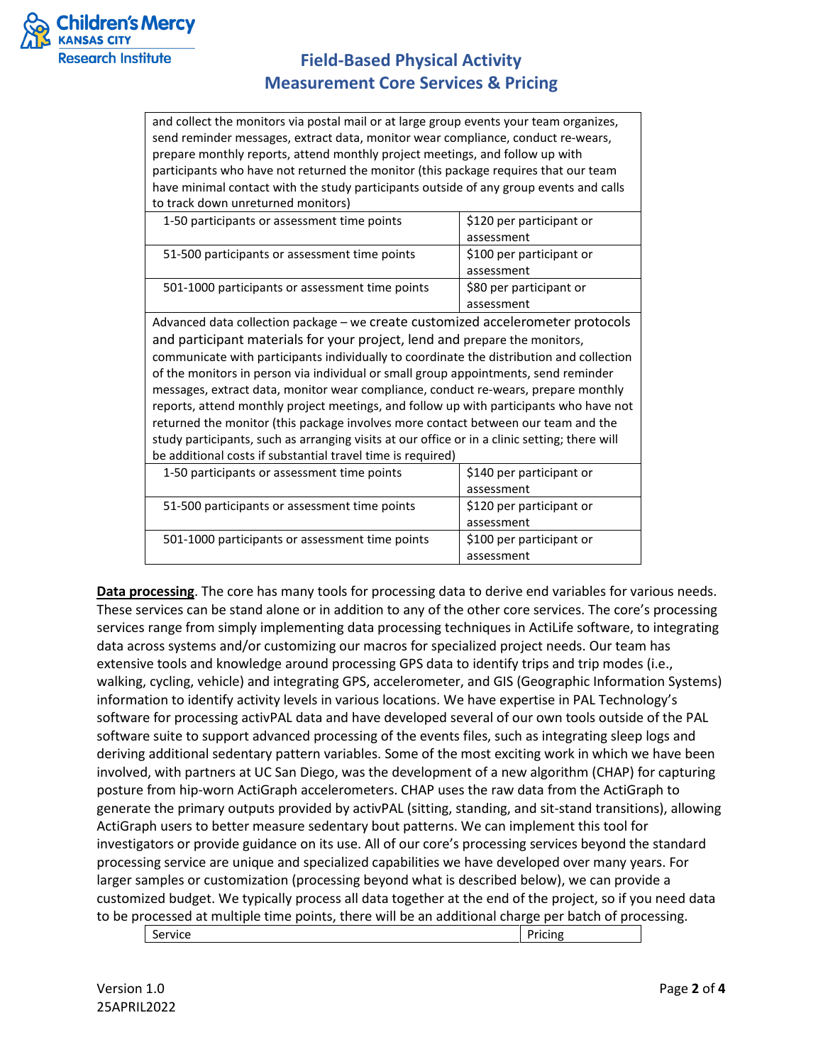| and collect the monitors via postal mail or at large group events your team organizes, send reminder messages, extract data, monitor wear compliance, conduct re-wears, prepare monthly reports, attend monthly project meetings, and follow up with participants who have not returned the monitor (this package requires that our team have minimal contact with the study participants outside of any group events and calls to track down unreturned monitors) | |
|---|---|
| 1-50 participants or assessment time points | $120 per participant or assessment |
| 51-500 participants or assessment time points | $100 per participant or assessment |
| 501-1000 participants or assessment time points | $80 per participant or assessment |
| Advanced data collection package – we create customized accelerometer protocols and participant materials for your project, lend and prepare the monitors, communicate with participants individually to coordinate the distribution and collection of the monitors in person via individual or small group appointments, send reminder messages, extract data, monitor wear compliance, conduct re-wears, prepare monthly reports, attend monthly project meetings, and follow up with participants who have not returned the monitor (this package involves more contact between our team and the study participants, such as arranging visits at our office or in a clinic setting; there will be additional costs if substantial travel time is required) | |
| 1-50 participants or assessment time points | $140 per participant or assessment |
| 51-500 participants or assessment time points | $120 per participant or assessment |
| 501-1000 participants or assessment time points | $100 per participant or assessment |

**Data processing**. The core has many tools for processing data to derive end variables for various needs. These services can be stand alone or in addition to any of the other core services. The core's processing services range from simply implementing data processing techniques in ActiLife software, to integrating data across systems and/or customizing our macros for specialized project needs. Our team has extensive tools and knowledge around processing GPS data to identify trips and trip modes (i.e., walking, cycling, vehicle) and integrating GPS, accelerometer, and GIS (Geographic Information Systems) information to identify activity levels in various locations. We have expertise in PAL Technology's software for processing activPAL data and have developed several of our own tools outside of the PAL software suite to support advanced processing of the events files, such as integrating sleep logs and deriving additional sedentary pattern variables. Some of the most exciting work in which we have been involved, with partners at UC San Diego, was the development of a new algorithm (CHAP) for capturing posture from hip-worn ActiGraph accelerometers. CHAP uses the raw data from the ActiGraph to generate the primary outputs provided by activPAL (sitting, standing, and sit-stand transitions), allowing ActiGraph users to better measure sedentary bout patterns. We can implement this tool for investigators or provide guidance on its use. All of our core's processing services beyond the standard processing service are unique and specialized capabilities we have developed over many years. For larger samples or customization (processing beyond what is described below), we can provide a customized budget. We typically process all data together at the end of the project, so if you need data to be processed at multiple time points, there will be an additional charge per batch of processing.

| Service | Pricing |
|---|---|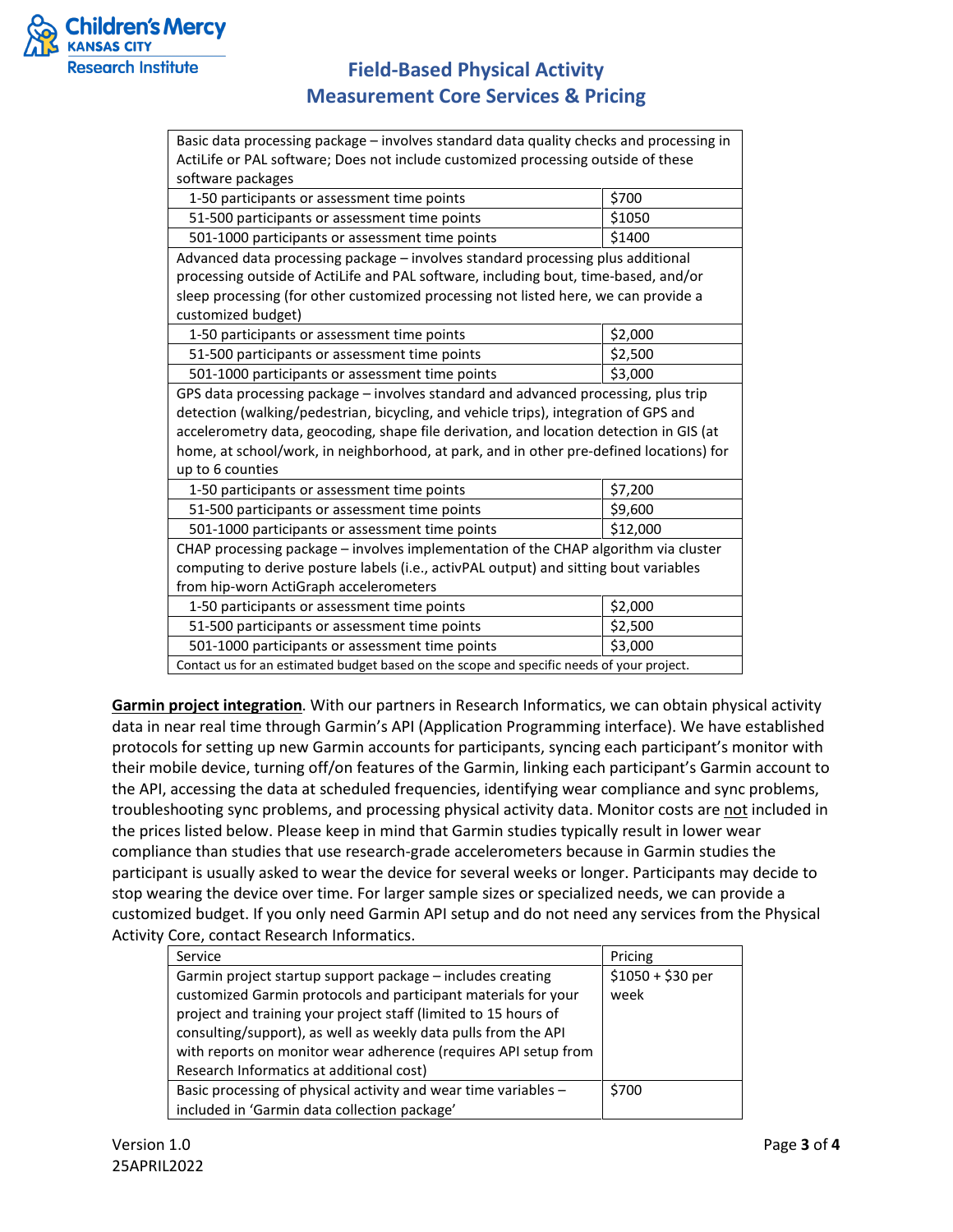# Field-Based Physical Activity Measurement Core Services & Pricing

| Basic data processing package – involves standard data quality checks and processing in ActiLife or PAL software; Does not include customized processing outside of these software packages | |
|---|---|
| 1-50 participants or assessment time points | $700 |
| 51-500 participants or assessment time points | $1050 |
| 501-1000 participants or assessment time points | $1400 |
| Advanced data processing package – involves standard processing plus additional processing outside of ActiLife and PAL software, including bout, time-based, and/or sleep processing (for other customized processing not listed here, we can provide a customized budget) | |
| 1-50 participants or assessment time points | $2,000 |
| 51-500 participants or assessment time points | $2,500 |
| 501-1000 participants or assessment time points | $3,000 |
| GPS data processing package – involves standard and advanced processing, plus trip detection (walking/pedestrian, bicycling, and vehicle trips), integration of GPS and accelerometry data, geocoding, shape file derivation, and location detection in GIS (at home, at school/work, in neighborhood, at park, and in other pre-defined locations) for up to 6 counties | |
| 1-50 participants or assessment time points | $7,200 |
| 51-500 participants or assessment time points | $9,600 |
| 501-1000 participants or assessment time points | $12,000 |
| CHAP processing package – involves implementation of the CHAP algorithm via cluster computing to derive posture labels (i.e., activPAL output) and sitting bout variables from hip-worn ActiGraph accelerometers | |
| 1-50 participants or assessment time points | $2,000 |
| 51-500 participants or assessment time points | $2,500 |
| 501-1000 participants or assessment time points | $3,000 |
| Contact us for an estimated budget based on the scope and specific needs of your project. | |

**Garmin project integration**. With our partners in Research Informatics, we can obtain physical activity data in near real time through Garmin's API (Application Programming interface). We have established protocols for setting up new Garmin accounts for participants, syncing each participant's monitor with their mobile device, turning off/on features of the Garmin, linking each participant's Garmin account to the API, accessing the data at scheduled frequencies, identifying wear compliance and sync problems, troubleshooting sync problems, and processing physical activity data. Monitor costs are not included in the prices listed below. Please keep in mind that Garmin studies typically result in lower wear compliance than studies that use research-grade accelerometers because in Garmin studies the participant is usually asked to wear the device for several weeks or longer. Participants may decide to stop wearing the device over time. For larger sample sizes or specialized needs, we can provide a customized budget. If you only need Garmin API setup and do not need any services from the Physical Activity Core, contact Research Informatics.

| Service | Pricing |
|---|---|
| Garmin project startup support package – includes creating customized Garmin protocols and participant materials for your project and training your project staff (limited to 15 hours of consulting/support), as well as weekly data pulls from the API with reports on monitor wear adherence (requires API setup from Research Informatics at additional cost) | $1050 + $30 per week |
| Basic processing of physical activity and wear time variables – included in 'Garmin data collection package' | $700 |

Version 1.0
25APRIL2022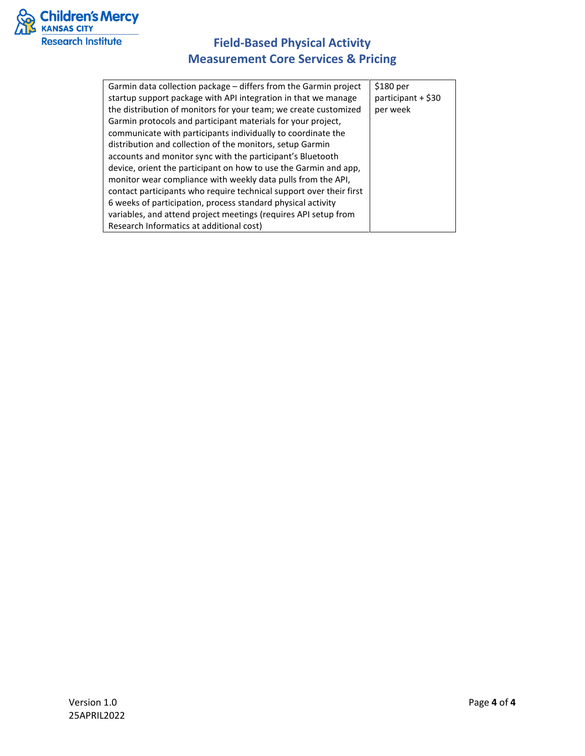| | |
|---|---|
| Garmin data collection package – differs from the Garmin project startup support package with API integration in that we manage the distribution of monitors for your team; we create customized Garmin protocols and participant materials for your project, communicate with participants individually to coordinate the distribution and collection of the monitors, setup Garmin accounts and monitor sync with the participant's Bluetooth device, orient the participant on how to use the Garmin and app, monitor wear compliance with weekly data pulls from the API, contact participants who require technical support over their first 6 weeks of participation, process standard physical activity variables, and attend project meetings (requires API setup from Research Informatics at additional cost) | $180 per participant + $30 per week |

Version 1.0
25APRIL2022